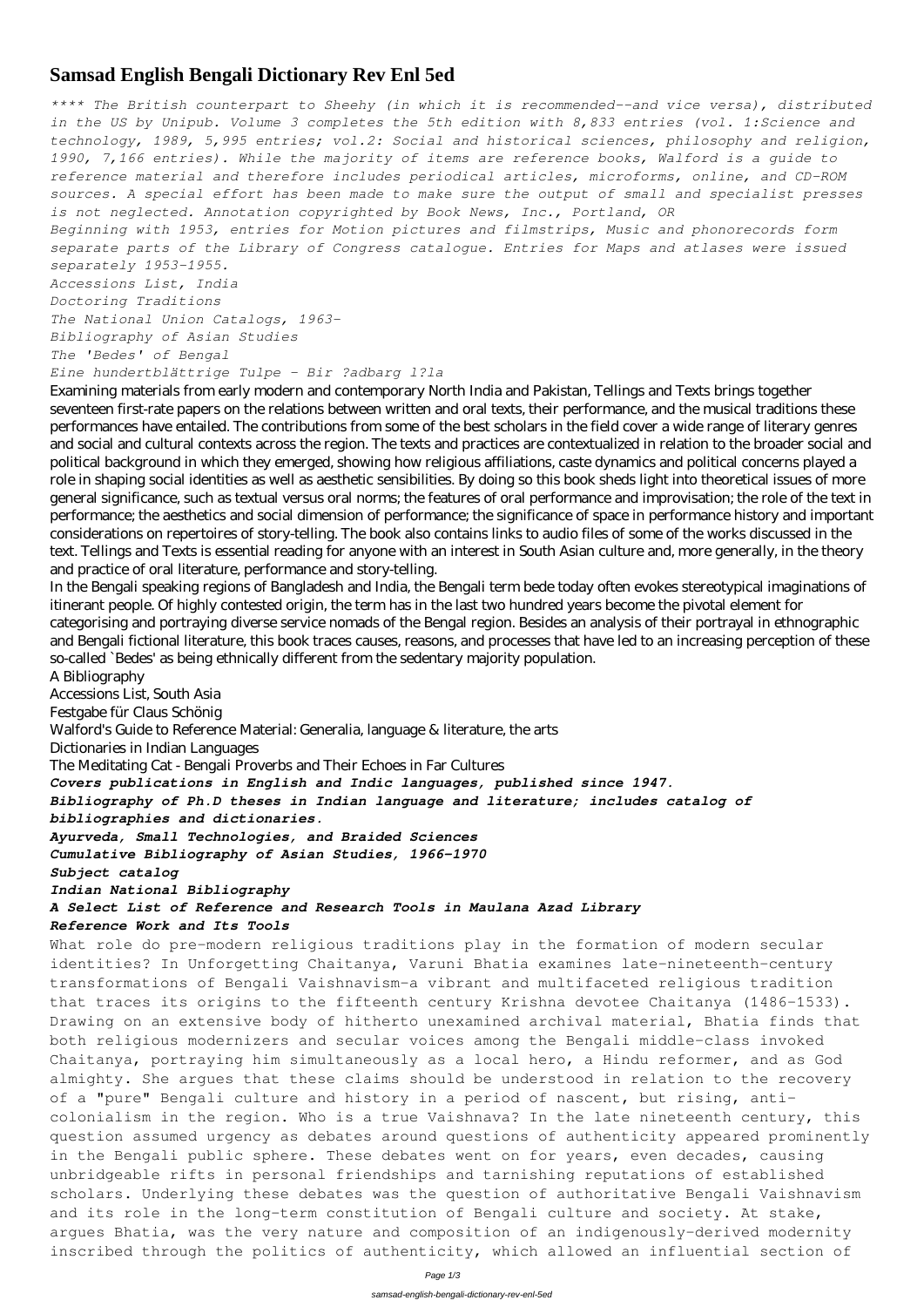# Samsad English Bengali Dictionary Rev Enl 5ed

*\*\*\*\* The British counterpart to Sheehy (in which it is recommended--and vice versa), distributed in the US by Unipub. Volume 3 completes the 5th edition with 8,833 entries (vol. 1:Science and technology, 1989, 5,995 entries; vol.2: Social and historical sciences, philosophy and religion, 1990, 7,166 entries). While the majority of items are reference books, Walford is a guide to reference material and therefore includes periodical articles, microforms, online, and CD-ROM sources. A special effort has been made to make sure the output of small and specialist presses is not neglected. Annotation copyrighted by Book News, Inc., Portland, OR*

*Beginning with 1953, entries for Motion pictures and filmstrips, Music and phonorecords form separate parts of the Library of Congress catalogue. Entries for Maps and atlases were issued separately 1953-1955.*

*Accessions List, India*

*Doctoring Traditions*

*The National Union Catalogs, 1963-*

*Bibliography of Asian Studies*

*The 'Bedes' of Bengal*

*Eine hundertblättrige Tulpe - Bir ?adbarg l?la*

Examining materials from early modern and contemporary North India and Pakistan, Tellings and Texts brings together seventeen first-rate papers on the relations between written and oral texts, their performance, and the musical traditions these performances have entailed. The contributions from some of the best scholars in the field cover a wide range of literary genres and social and cultural contexts across the region. The texts and practices are contextualized in relation to the broader social and political background in which they emerged, showing how religious affiliations, caste dynamics and political concerns played a role in shaping social identities as well as aesthetic sensibilities. By doing so this book sheds light into theoretical issues of more general significance, such as textual versus oral norms; the features of oral performance and improvisation; the role of the text in performance; the aesthetics and social dimension of performance; the significance of space in performance history and important considerations on repertoires of story-telling. The book also contains links to audio files of some of the works discussed in the text. Tellings and Texts is essential reading for anyone with an interest in South Asian culture and, more generally, in the theory and practice of oral literature, performance and story-telling.

In the Bengali speaking regions of Bangladesh and India, the Bengali term bede today often evokes stereotypical imaginations of itinerant people. Of highly contested origin, the term has in the last two hundred years become the pivotal element for categorising and portraying diverse service nomads of the Bengal region. Besides an analysis of their portrayal in ethnographic and Bengali fictional literature, this book traces causes, reasons, and processes that have led to an increasing perception of these so-called `Bedes' as being ethnically different from the sedentary majority population.

A Bibliography

Accessions List, South Asia

Festgabe für Claus Schönig

Walford's Guide to Reference Material: Generalia, language & literature, the arts

Dictionaries in Indian Languages

The Meditating Cat - Bengali Proverbs and Their Echoes in Far Cultures

***Covers publications in English and Indic languages, published since 1947.***

***Bibliography of Ph.D theses in Indian language and literature; includes catalog of bibliographies and dictionaries.***

***Ayurveda, Small Technologies, and Braided Sciences***

***Cumulative Bibliography of Asian Studies, 1966-1970***

***Subject catalog***

***Indian National Bibliography***

***A Select List of Reference and Research Tools in Maulana Azad Library***

***Reference Work and Its Tools***

What role do pre-modern religious traditions play in the formation of modern secular identities? In Unforgetting Chaitanya, Varuni Bhatia examines late-nineteenth-century transformations of Bengali Vaishnavism-a vibrant and multifaceted religious tradition that traces its origins to the fifteenth century Krishna devotee Chaitanya (1486-1533). Drawing on an extensive body of hitherto unexamined archival material, Bhatia finds that both religious modernizers and secular voices among the Bengali middle-class invoked Chaitanya, portraying him simultaneously as a local hero, a Hindu reformer, and as God almighty. She argues that these claims should be understood in relation to the recovery of a "pure" Bengali culture and history in a period of nascent, but rising, anti-colonialism in the region. Who is a true Vaishnava? In the late nineteenth century, this question assumed urgency as debates around questions of authenticity appeared prominently in the Bengali public sphere. These debates went on for years, even decades, causing unbridgeable rifts in personal friendships and tarnishing reputations of established scholars. Underlying these debates was the question of authoritative Bengali Vaishnavism and its role in the long-term constitution of Bengali culture and society. At stake, argues Bhatia, was the very nature and composition of an indigenously-derived modernity inscribed through the politics of authenticity, which allowed an influential section of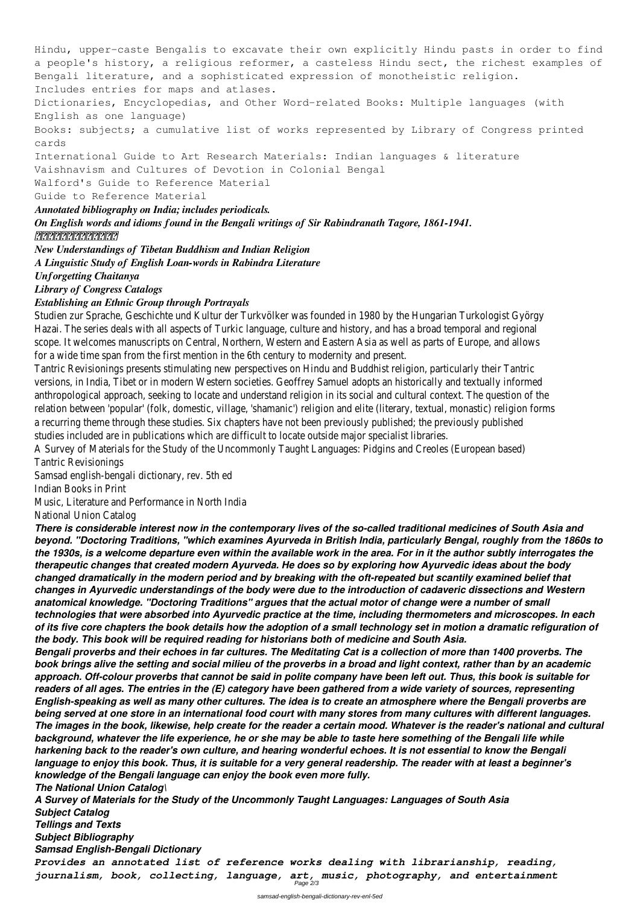Hindu, upper-caste Bengalis to excavate their own explicitly Hindu pasts in order to find a people's history, a religious reformer, a casteless Hindu sect, the richest examples of Bengali literature, and a sophisticated expression of monotheistic religion.

Includes entries for maps and atlases.

Dictionaries, Encyclopedias, and Other Word-related Books: Multiple languages (with English as one language)

Books: subjects; a cumulative list of works represented by Library of Congress printed cards

International Guide to Art Research Materials: Indian languages & literature

Vaishnavism and Cultures of Devotion in Colonial Bengal

Walford's Guide to Reference Material

Guide to Reference Material

***Annotated bibliography on India; includes periodicals.***

***On English words and idioms found in the Bengali writings of Sir Rabindranath Tagore, 1861-1941.***

***???????????***

***New Understandings of Tibetan Buddhism and Indian Religion***

***A Linguistic Study of English Loan-words in Rabindra Literature***

***Unforgetting Chaitanya***

***Library of Congress Catalogs***

***Establishing an Ethnic Group through Portrayals***

Studien zur Sprache, Geschichte und Kultur der Turkvölker was founded in 1980 by the Hungarian Turkologist György Hazai. The series deals with all aspects of Turkic language, culture and history, and has a broad temporal and regional scope. It welcomes manuscripts on Central, Northern, Western and Eastern Asia as well as parts of Europe, and allows for a wide time span from the first mention in the 6th century to modernity and present.

Tantric Revisionings presents stimulating new perspectives on Hindu and Buddhist religion, particularly their Tantric versions, in India, Tibet or in modern Western societies. Geoffrey Samuel adopts an historically and textually informed anthropological approach, seeking to locate and understand religion in its social and cultural context. The question of the relation between 'popular' (folk, domestic, village, 'shamanic') religion and elite (literary, textual, monastic) religion forms a recurring theme through these studies. Six chapters have not been previously published; the previously published studies included are in publications which are difficult to locate outside major specialist libraries.

A Survey of Materials for the Study of the Uncommonly Taught Languages: Pidgins and Creoles (European based)

Tantric Revisionings

Samsad english-bengali dictionary, rev. 5th ed

Indian Books in Print

Music, Literature and Performance in North India

National Union Catalog

***There is considerable interest now in the contemporary lives of the so-called traditional medicines of South Asia and beyond. "Doctoring Traditions, "which examines Ayurveda in British India, particularly Bengal, roughly from the 1860s to the 1930s, is a welcome departure even within the available work in the area. For in it the author subtly interrogates the therapeutic changes that created modern Ayurveda. He does so by exploring how Ayurvedic ideas about the body changed dramatically in the modern period and by breaking with the oft-repeated but scantily examined belief that changes in Ayurvedic understandings of the body were due to the introduction of cadaveric dissections and Western anatomical knowledge. "Doctoring Traditions" argues that the actual motor of change were a number of small technologies that were absorbed into Ayurvedic practice at the time, including thermometers and microscopes. In each of its five core chapters the book details how the adoption of a small technology set in motion a dramatic refiguration of the body. This book will be required reading for historians both of medicine and South Asia.***

***Bengali proverbs and their echoes in far cultures. The Meditating Cat is a collection of more than 1400 proverbs. The book brings alive the setting and social milieu of the proverbs in a broad and light context, rather than by an academic approach. Off-colour proverbs that cannot be said in polite company have been left out. Thus, this book is suitable for readers of all ages. The entries in the (E) category have been gathered from a wide variety of sources, representing English-speaking as well as many other cultures. The idea is to create an atmosphere where the Bengali proverbs are being served at one store in an international food court with many stores from many cultures with different languages. The images in the book, likewise, help create for the reader a certain mood. Whatever is the reader's national and cultural background, whatever the life experience, he or she may be able to taste here something of the Bengali life while harkening back to the reader's own culture, and hearing wonderful echoes. It is not essential to know the Bengali language to enjoy this book. Thus, it is suitable for a very general readership. The reader with at least a beginner's knowledge of the Bengali language can enjoy the book even more fully.***

***The National Union Catalog\***

***A Survey of Materials for the Study of the Uncommonly Taught Languages: Languages of South Asia***

***Subject Catalog***

***Tellings and Texts***

***Subject Bibliography***

***Samsad English-Bengali Dictionary***

***Provides an annotated list of reference works dealing with librarianship, reading, journalism, book, collecting, language, art, music, photography, and entertainment***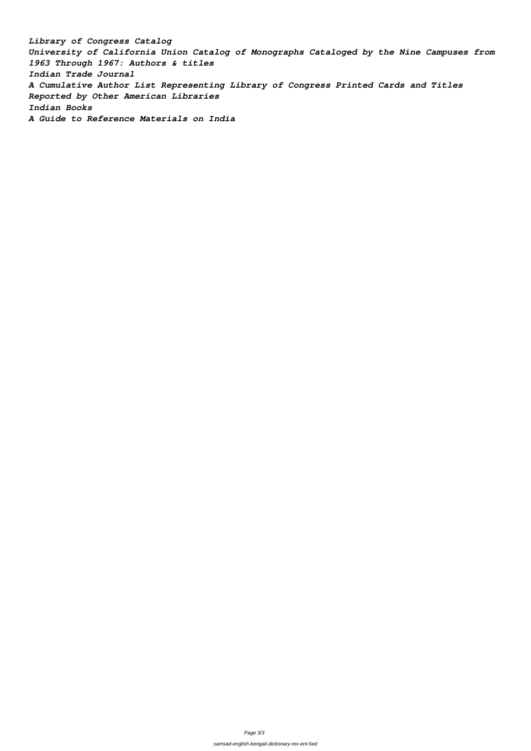*Library of Congress Catalog*
*University of California Union Catalog of Monographs Cataloged by the Nine Campuses from 1963 Through 1967: Authors & titles*
*Indian Trade Journal*
*A Cumulative Author List Representing Library of Congress Printed Cards and Titles Reported by Other American Libraries*
*Indian Books*
*A Guide to Reference Materials on India*